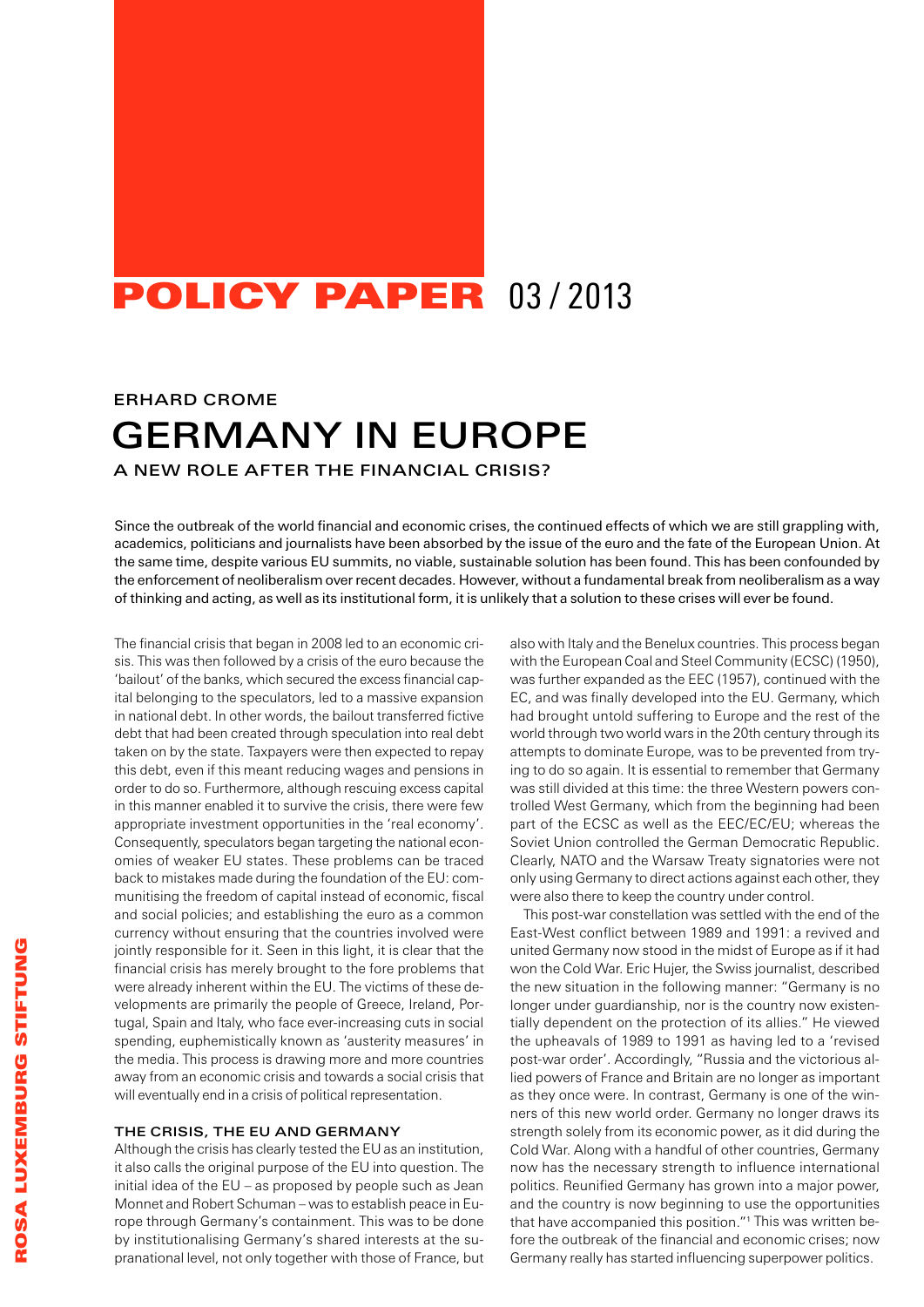**POLICY PAPER** 03 / 2013

ERHARD CROME

# GERMANY IN EUROPE

## A NEW ROLE AFTER THE FINANCIAL CRISIS?

Since the outbreak of the world financial and economic crises, the continued effects of which we are still grappling with, academics, politicians and journalists have been absorbed by the issue of the euro and the fate of the European Union. At the same time, despite various EU summits, no viable, sustainable solution has been found. This has been confounded by the enforcement of neoliberalism over recent decades. However, without a fundamental break from neoliberalism as a way of thinking and acting, as well as its institutional form, it is unlikely that a solution to these crises will ever be found.

The financial crisis that began in 2008 led to an economic crisis. This was then followed by a crisis of the euro because the 'bailout' of the banks, which secured the excess financial capital belonging to the speculators, led to a massive expansion in national debt. In other words, the bailout transferred fictive debt that had been created through speculation into real debt taken on by the state. Taxpayers were then expected to repay this debt, even if this meant reducing wages and pensions in order to do so. Furthermore, although rescuing excess capital in this manner enabled it to survive the crisis, there were few appropriate investment opportunities in the 'real economy'. Consequently, speculators began targeting the national economies of weaker EU states. These problems can be traced back to mistakes made during the foundation of the EU: communitising the freedom of capital instead of economic, fiscal and social policies; and establishing the euro as a common currency without ensuring that the countries involved were jointly responsible for it. Seen in this light, it is clear that the financial crisis has merely brought to the fore problems that were already inherent within the EU. The victims of these developments are primarily the people of Greece, Ireland, Portugal, Spain and Italy, who face ever-increasing cuts in social spending, euphemistically known as 'austerity measures' in the media. This process is drawing more and more countries away from an economic crisis and towards a social crisis that will eventually end in a crisis of political representation.

### THE CRISIS, THE EU AND GERMANY

Although the crisis has clearly tested the EU as an institution, it also calls the original purpose of the EU into question. The initial idea of the EU – as proposed by people such as Jean Monnet and Robert Schuman – was to establish peace in Europe through Germany's containment. This was to be done by institutionalising Germany's shared interests at the supranational level, not only together with those of France, but also with Italy and the Benelux countries. This process began with the European Coal and Steel Community (ECSC) (1950), was further expanded as the EEC (1957), continued with the EC, and was finally developed into the EU. Germany, which had brought untold suffering to Europe and the rest of the world through two world wars in the 20th century through its attempts to dominate Europe, was to be prevented from trying to do so again. It is essential to remember that Germany was still divided at this time: the three Western powers controlled West Germany, which from the beginning had been part of the ECSC as well as the EEC/EC/EU; whereas the Soviet Union controlled the German Democratic Republic. Clearly, NATO and the Warsaw Treaty signatories were not only using Germany to direct actions against each other, they were also there to keep the country under control.

This post-war constellation was settled with the end of the East-West conflict between 1989 and 1991: a revived and united Germany now stood in the midst of Europe as if it had won the Cold War. Eric Hujer, the Swiss journalist, described the new situation in the following manner: "Germany is no longer under guardianship, nor is the country now existentially dependent on the protection of its allies." He viewed the upheavals of 1989 to 1991 as having led to a 'revised post-war order'. Accordingly, "Russia and the victorious allied powers of France and Britain are no longer as important as they once were. In contrast, Germany is one of the winners of this new world order. Germany no longer draws its strength solely from its economic power, as it did during the Cold War. Along with a handful of other countries, Germany now has the necessary strength to influence international politics. Reunified Germany has grown into a major power, and the country is now beginning to use the opportunities that have accompanied this position."[1] This was written before the outbreak of the financial and economic crises; now Germany really has started influencing superpower politics.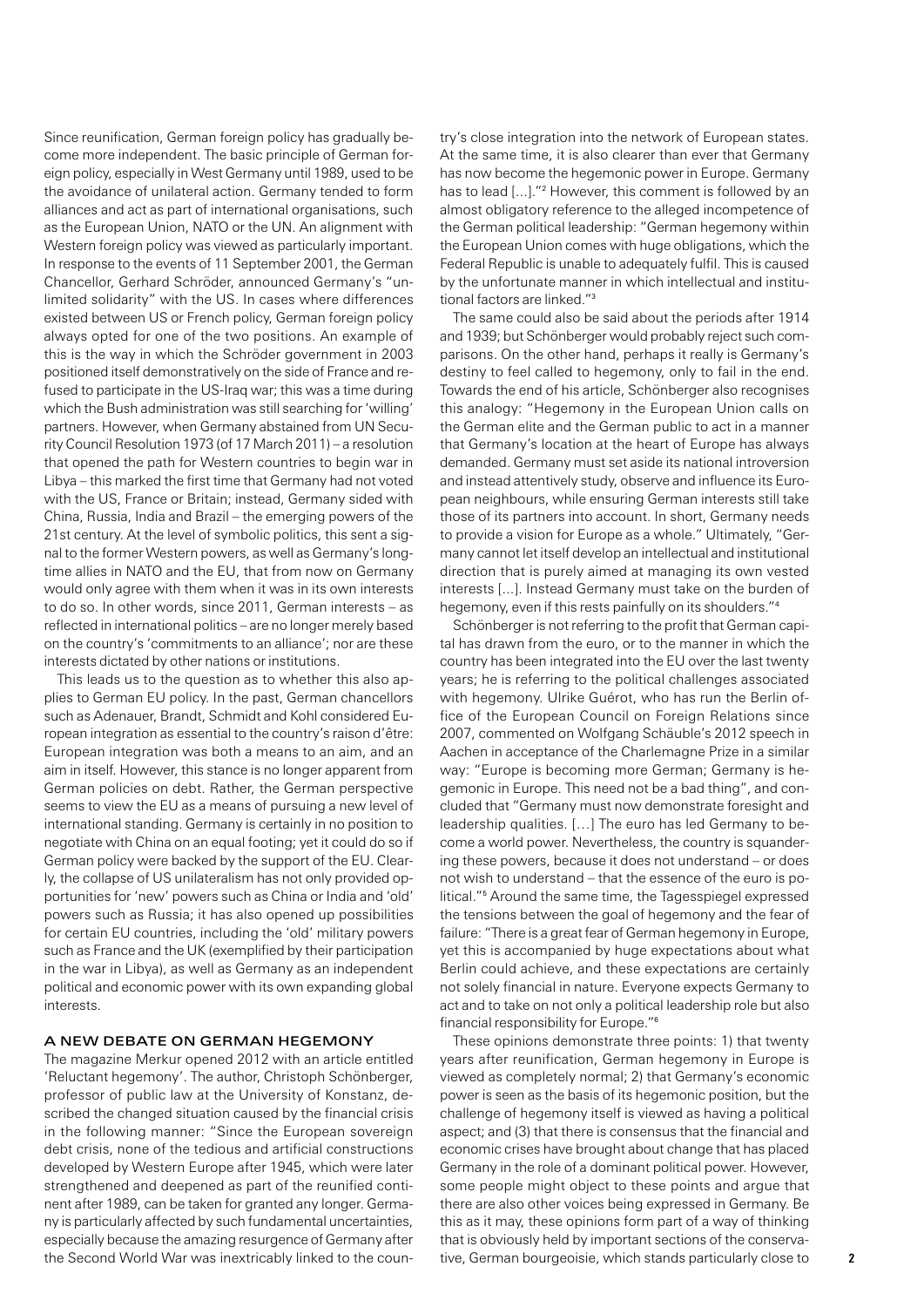Since reunification, German foreign policy has gradually become more independent. The basic principle of German foreign policy, especially in West Germany until 1989, used to be the avoidance of unilateral action. Germany tended to form alliances and act as part of international organisations, such as the European Union, NATO or the UN. An alignment with Western foreign policy was viewed as particularly important. In response to the events of 11 September 2001, the German Chancellor, Gerhard Schröder, announced Germany's "unlimited solidarity" with the US. In cases where differences existed between US or French policy, German foreign policy always opted for one of the two positions. An example of this is the way in which the Schröder government in 2003 positioned itself demonstratively on the side of France and refused to participate in the US-Iraq war; this was a time during which the Bush administration was still searching for 'willing' partners. However, when Germany abstained from UN Security Council Resolution 1973 (of 17 March 2011) – a resolution that opened the path for Western countries to begin war in Libya – this marked the first time that Germany had not voted with the US, France or Britain; instead, Germany sided with China, Russia, India and Brazil – the emerging powers of the 21st century. At the level of symbolic politics, this sent a signal to the former Western powers, as well as Germany's longtime allies in NATO and the EU, that from now on Germany would only agree with them when it was in its own interests to do so. In other words, since 2011, German interests – as reflected in international politics – are no longer merely based on the country's 'commitments to an alliance'; nor are these interests dictated by other nations or institutions.

This leads us to the question as to whether this also applies to German EU policy. In the past, German chancellors such as Adenauer, Brandt, Schmidt and Kohl considered European integration as essential to the country's raison d'être: European integration was both a means to an aim, and an aim in itself. However, this stance is no longer apparent from German policies on debt. Rather, the German perspective seems to view the EU as a means of pursuing a new level of international standing. Germany is certainly in no position to negotiate with China on an equal footing; yet it could do so if German policy were backed by the support of the EU. Clearly, the collapse of US unilateralism has not only provided opportunities for 'new' powers such as China or India and 'old' powers such as Russia; it has also opened up possibilities for certain EU countries, including the 'old' military powers such as France and the UK (exemplified by their participation in the war in Libya), as well as Germany as an independent political and economic power with its own expanding global interests.

## A NEW DEBATE ON GERMAN HEGEMONY

The magazine Merkur opened 2012 with an article entitled 'Reluctant hegemony'. The author, Christoph Schönberger, professor of public law at the University of Konstanz, described the changed situation caused by the financial crisis in the following manner: "Since the European sovereign debt crisis, none of the tedious and artificial constructions developed by Western Europe after 1945, which were later strengthened and deepened as part of the reunified continent after 1989, can be taken for granted any longer. Germany is particularly affected by such fundamental uncertainties, especially because the amazing resurgence of Germany after the Second World War was inextricably linked to the country's close integration into the network of European states. At the same time, it is also clearer than ever that Germany has now become the hegemonic power in Europe. Germany has to lead [...]."[2] However, this comment is followed by an almost obligatory reference to the alleged incompetence of the German political leadership: "German hegemony within the European Union comes with huge obligations, which the Federal Republic is unable to adequately fulfil. This is caused by the unfortunate manner in which intellectual and institutional factors are linked."[3]

The same could also be said about the periods after 1914 and 1939; but Schönberger would probably reject such comparisons. On the other hand, perhaps it really is Germany's destiny to feel called to hegemony, only to fail in the end. Towards the end of his article, Schönberger also recognises this analogy: "Hegemony in the European Union calls on the German elite and the German public to act in a manner that Germany's location at the heart of Europe has always demanded. Germany must set aside its national introversion and instead attentively study, observe and influence its European neighbours, while ensuring German interests still take those of its partners into account. In short, Germany needs to provide a vision for Europe as a whole." Ultimately, "Germany cannot let itself develop an intellectual and institutional direction that is purely aimed at managing its own vested interests [...]. Instead Germany must take on the burden of hegemony, even if this rests painfully on its shoulders."[4]

Schönberger is not referring to the profit that German capital has drawn from the euro, or to the manner in which the country has been integrated into the EU over the last twenty years; he is referring to the political challenges associated with hegemony. Ulrike Guérot, who has run the Berlin office of the European Council on Foreign Relations since 2007, commented on Wolfgang Schäuble's 2012 speech in Aachen in acceptance of the Charlemagne Prize in a similar way: "Europe is becoming more German; Germany is hegemonic in Europe. This need not be a bad thing", and concluded that "Germany must now demonstrate foresight and leadership qualities. [...] The euro has led Germany to become a world power. Nevertheless, the country is squandering these powers, because it does not understand – or does not wish to understand – that the essence of the euro is political."[5] Around the same time, the Tagesspiegel expressed the tensions between the goal of hegemony and the fear of failure: "There is a great fear of German hegemony in Europe, yet this is accompanied by huge expectations about what Berlin could achieve, and these expectations are certainly not solely financial in nature. Everyone expects Germany to act and to take on not only a political leadership role but also financial responsibility for Europe."[6]

These opinions demonstrate three points: 1) that twenty years after reunification, German hegemony in Europe is viewed as completely normal; 2) that Germany's economic power is seen as the basis of its hegemonic position, but the challenge of hegemony itself is viewed as having a political aspect; and (3) that there is consensus that the financial and economic crises have brought about change that has placed Germany in the role of a dominant political power. However, some people might object to these points and argue that there are also other voices being expressed in Germany. Be this as it may, these opinions form part of a way of thinking that is obviously held by important sections of the conservative, German bourgeoisie, which stands particularly close to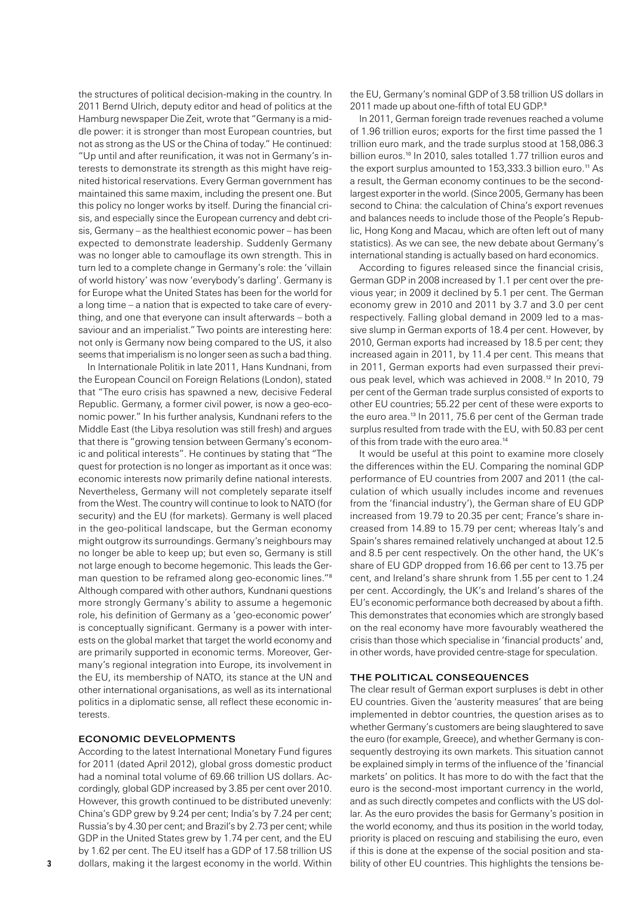the structures of political decision-making in the country. In 2011 Bernd Ulrich, deputy editor and head of politics at the Hamburg newspaper Die Zeit, wrote that "Germany is a middle power: it is stronger than most European countries, but not as strong as the US or the China of today." He continued: "Up until and after reunification, it was not in Germany's interests to demonstrate its strength as this might have reignited historical reservations. Every German government has maintained this same maxim, including the present one. But this policy no longer works by itself. During the financial crisis, and especially since the European currency and debt crisis, Germany – as the healthiest economic power – has been expected to demonstrate leadership. Suddenly Germany was no longer able to camouflage its own strength. This in turn led to a complete change in Germany's role: the 'villain of world history' was now 'everybody's darling'. Germany is for Europe what the United States has been for the world for a long time – a nation that is expected to take care of everything, and one that everyone can insult afterwards – both a saviour and an imperialist." Two points are interesting here: not only is Germany now being compared to the US, it also seems that imperialism is no longer seen as such a bad thing.

In Internationale Politik in late 2011, Hans Kundnani, from the European Council on Foreign Relations (London), stated that "The euro crisis has spawned a new, decisive Federal Republic. Germany, a former civil power, is now a geo-economic power." In his further analysis, Kundnani refers to the Middle East (the Libya resolution was still fresh) and argues that there is "growing tension between Germany's economic and political interests". He continues by stating that "The quest for protection is no longer as important as it once was: economic interests now primarily define national interests. Nevertheless, Germany will not completely separate itself from the West. The country will continue to look to NATO (for security) and the EU (for markets). Germany is well placed in the geo-political landscape, but the German economy might outgrow its surroundings. Germany's neighbours may no longer be able to keep up; but even so, Germany is still not large enough to become hegemonic. This leads the German question to be reframed along geo-economic lines."[8] Although compared with other authors, Kundnani questions more strongly Germany's ability to assume a hegemonic role, his definition of Germany as a 'geo-economic power' is conceptually significant. Germany is a power with interests on the global market that target the world economy and are primarily supported in economic terms. Moreover, Germany's regional integration into Europe, its involvement in the EU, its membership of NATO, its stance at the UN and other international organisations, as well as its international politics in a diplomatic sense, all reflect these economic interests.

## ECONOMIC DEVELOPMENTS

According to the latest International Monetary Fund figures for 2011 (dated April 2012), global gross domestic product had a nominal total volume of 69.66 trillion US dollars. Accordingly, global GDP increased by 3.85 per cent over 2010. However, this growth continued to be distributed unevenly: China's GDP grew by 9.24 per cent; India's by 7.24 per cent; Russia's by 4.30 per cent; and Brazil's by 2.73 per cent; while GDP in the United States grew by 1.74 per cent, and the EU by 1.62 per cent. The EU itself has a GDP of 17.58 trillion US dollars, making it the largest economy in the world. Within the EU, Germany's nominal GDP of 3.58 trillion US dollars in 2011 made up about one-fifth of total EU GDP.[9]

In 2011, German foreign trade revenues reached a volume of 1.96 trillion euros; exports for the first time passed the 1 trillion euro mark, and the trade surplus stood at 158,086.3 billion euros.[10] In 2010, sales totalled 1.77 trillion euros and the export surplus amounted to 153,333.3 billion euro.[11] As a result, the German economy continues to be the second-largest exporter in the world. (Since 2005, Germany has been second to China: the calculation of China's export revenues and balances needs to include those of the People's Republic, Hong Kong and Macau, which are often left out of many statistics). As we can see, the new debate about Germany's international standing is actually based on hard economics.

According to figures released since the financial crisis, German GDP in 2008 increased by 1.1 per cent over the previous year; in 2009 it declined by 5.1 per cent. The German economy grew in 2010 and 2011 by 3.7 and 3.0 per cent respectively. Falling global demand in 2009 led to a massive slump in German exports of 18.4 per cent. However, by 2010, German exports had increased by 18.5 per cent; they increased again in 2011, by 11.4 per cent. This means that in 2011, German exports had even surpassed their previous peak level, which was achieved in 2008.[12] In 2010, 79 per cent of the German trade surplus consisted of exports to other EU countries; 55.22 per cent of these were exports to the euro area.[13] In 2011, 75.6 per cent of the German trade surplus resulted from trade with the EU, with 50.83 per cent of this from trade with the euro area.[14]

It would be useful at this point to examine more closely the differences within the EU. Comparing the nominal GDP performance of EU countries from 2007 and 2011 (the calculation of which usually includes income and revenues from the 'financial industry'), the German share of EU GDP increased from 19.79 to 20.35 per cent; France's share increased from 14.89 to 15.79 per cent; whereas Italy's and Spain's shares remained relatively unchanged at about 12.5 and 8.5 per cent respectively. On the other hand, the UK's share of EU GDP dropped from 16.66 per cent to 13.75 per cent, and Ireland's share shrunk from 1.55 per cent to 1.24 per cent. Accordingly, the UK's and Ireland's shares of the EU's economic performance both decreased by about a fifth. This demonstrates that economies which are strongly based on the real economy have more favourably weathered the crisis than those which specialise in 'financial products' and, in other words, have provided centre-stage for speculation.

## THE POLITICAL CONSEQUENCES

The clear result of German export surpluses is debt in other EU countries. Given the 'austerity measures' that are being implemented in debtor countries, the question arises as to whether Germany's customers are being slaughtered to save the euro (for example, Greece), and whether Germany is consequently destroying its own markets. This situation cannot be explained simply in terms of the influence of the 'financial markets' on politics. It has more to do with the fact that the euro is the second-most important currency in the world, and as such directly competes and conflicts with the US dollar. As the euro provides the basis for Germany's position in the world economy, and thus its position in the world today, priority is placed on rescuing and stabilising the euro, even if this is done at the expense of the social position and stability of other EU countries. This highlights the tensions be-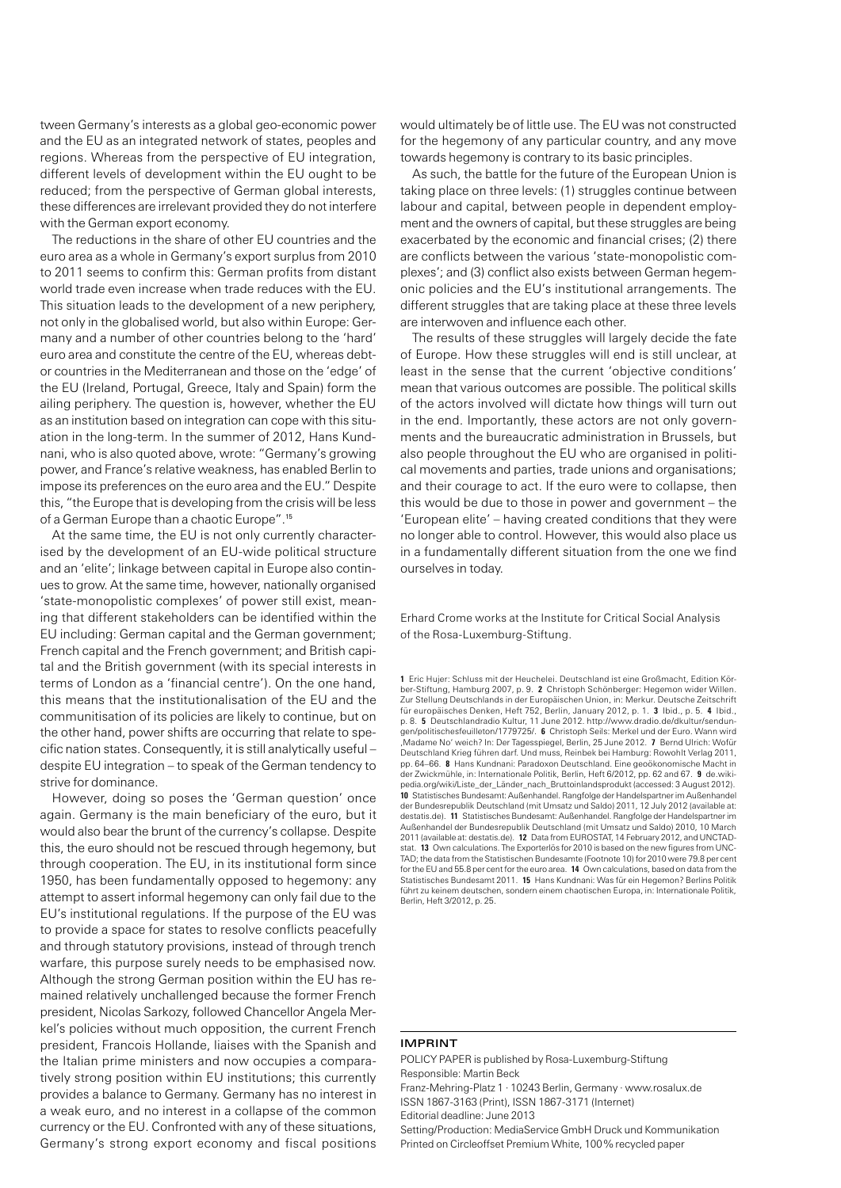tween Germany's interests as a global geo-economic power and the EU as an integrated network of states, peoples and regions. Whereas from the perspective of EU integration, different levels of development within the EU ought to be reduced; from the perspective of German global interests, these differences are irrelevant provided they do not interfere with the German export economy.

The reductions in the share of other EU countries and the euro area as a whole in Germany's export surplus from 2010 to 2011 seems to confirm this: German profits from distant world trade even increase when trade reduces with the EU. This situation leads to the development of a new periphery, not only in the globalised world, but also within Europe: Germany and a number of other countries belong to the 'hard' euro area and constitute the centre of the EU, whereas debtor countries in the Mediterranean and those on the 'edge' of the EU (Ireland, Portugal, Greece, Italy and Spain) form the ailing periphery. The question is, however, whether the EU as an institution based on integration can cope with this situation in the long-term. In the summer of 2012, Hans Kundnani, who is also quoted above, wrote: "Germany's growing power, and France's relative weakness, has enabled Berlin to impose its preferences on the euro area and the EU." Despite this, "the Europe that is developing from the crisis will be less of a German Europe than a chaotic Europe".[15]

At the same time, the EU is not only currently characterised by the development of an EU-wide political structure and an 'elite'; linkage between capital in Europe also continues to grow. At the same time, however, nationally organised 'state-monopolistic complexes' of power still exist, meaning that different stakeholders can be identified within the EU including: German capital and the German government; French capital and the French government; and British capital and the British government (with its special interests in terms of London as a 'financial centre'). On the one hand, this means that the institutionalisation of the EU and the communitisation of its policies are likely to continue, but on the other hand, power shifts are occurring that relate to specific nation states. Consequently, it is still analytically useful – despite EU integration – to speak of the German tendency to strive for dominance.

However, doing so poses the 'German question' once again. Germany is the main beneficiary of the euro, but it would also bear the brunt of the currency's collapse. Despite this, the euro should not be rescued through hegemony, but through cooperation. The EU, in its institutional form since 1950, has been fundamentally opposed to hegemony: any attempt to assert informal hegemony can only fail due to the EU's institutional regulations. If the purpose of the EU was to provide a space for states to resolve conflicts peacefully and through statutory provisions, instead of through trench warfare, this purpose surely needs to be emphasised now. Although the strong German position within the EU has remained relatively unchallenged because the former French president, Nicolas Sarkozy, followed Chancellor Angela Merkel's policies without much opposition, the current French president, Francois Hollande, liaises with the Spanish and the Italian prime ministers and now occupies a comparatively strong position within EU institutions; this currently provides a balance to Germany. Germany has no interest in a weak euro, and no interest in a collapse of the common currency or the EU. Confronted with any of these situations, Germany's strong export economy and fiscal positions would ultimately be of little use. The EU was not constructed for the hegemony of any particular country, and any move towards hegemony is contrary to its basic principles.

As such, the battle for the future of the European Union is taking place on three levels: (1) struggles continue between labour and capital, between people in dependent employment and the owners of capital, but these struggles are being exacerbated by the economic and financial crises; (2) there are conflicts between the various 'state-monopolistic complexes'; and (3) conflict also exists between German hegemonic policies and the EU's institutional arrangements. The different struggles that are taking place at these three levels are interwoven and influence each other.

The results of these struggles will largely decide the fate of Europe. How these struggles will end is still unclear, at least in the sense that the current 'objective conditions' mean that various outcomes are possible. The political skills of the actors involved will dictate how things will turn out in the end. Importantly, these actors are not only governments and the bureaucratic administration in Brussels, but also people throughout the EU who are organised in political movements and parties, trade unions and organisations; and their courage to act. If the euro were to collapse, then this would be due to those in power and government – the 'European elite' – having created conditions that they were no longer able to control. However, this would also place us in a fundamentally different situation from the one we find ourselves in today.

Erhard Crome works at the Institute for Critical Social Analysis of the Rosa-Luxemburg-Stiftung.

**1** Eric Hujer: Schluss mit der Heuchelei. Deutschland ist eine Großmacht, Edition Körber-Stiftung, Hamburg 2007, p. 9. **2** Christoph Schönberger: Hegemon wider Willen. Zur Stellung Deutschlands in der Europäischen Union, in: Merkur. Deutsche Zeitschrift für europäisches Denken, Heft 752, Berlin, January 2012, p. 1. **3** Ibid., p. 5. **4** Ibid., p. 8. **5** Deutschlandradio Kultur, 11 June 2012. http://www.dradio.de/dkultur/sendungen/politischesfeuilleton/1779725/. **6** Christoph Seils: Merkel und der Euro. Wann wird ‚Madame No' weich? In: Der Tagesspiegel, Berlin, 25 June 2012. **7** Bernd Ulrich: Wofür Deutschland Krieg führen darf. Und muss, Reinbek bei Hamburg: Rowohlt Verlag 2011, pp. 64–66. **8** Hans Kundnani: Paradoxon Deutschland. Eine geoökonomische Macht in der Zwickmühle, in: Internationale Politik, Berlin, Heft 6/2012, pp. 62 and 67. **9** de.wikipedia.org/wiki/Liste_der_Länder_nach_Bruttoinlandsprodukt (accessed: 3 August 2012). **10** Statistisches Bundesamt: Außenhandel. Rangfolge der Handelspartner im Außenhandel der Bundesrepublik Deutschland (mit Umsatz und Saldo) 2011, 12 July 2012 (available at: destatis.de). **11** Statistisches Bundesamt: Außenhandel. Rangfolge der Handelspartner im Außenhandel der Bundesrepublik Deutschland (mit Umsatz und Saldo) 2010, 10 March 2011 (available at: destatis.de). **12** Data from EUROSTAT, 14 February 2012, and UNCTADstat. **13** Own calculations. The Exporterlös for 2010 is based on the new figures from UNCTAD; the data from the Statistischen Bundesamte (Footnote 10) for 2010 were 79.8 per cent for the EU and 55.8 per cent for the euro area. **14** Own calculations, based on data from the Statistisches Bundesamt 2011. **15** Hans Kundnani: Was für ein Hegemon? Berlins Politik führt zu keinem deutschen, sondern einem chaotischen Europa, in: Internationale Politik, Berlin, Heft 3/2012, p. 25.

**IMPRINT**

POLICY PAPER is published by Rosa-Luxemburg-Stiftung
Responsible: Martin Beck
Franz-Mehring-Platz 1 · 10243 Berlin, Germany · www.rosalux.de
ISSN 1867-3163 (Print), ISSN 1867-3171 (Internet)
Editorial deadline: June 2013
Setting/Production: MediaService GmbH Druck und Kommunikation
Printed on Circleoffset Premium White, 100 % recycled paper